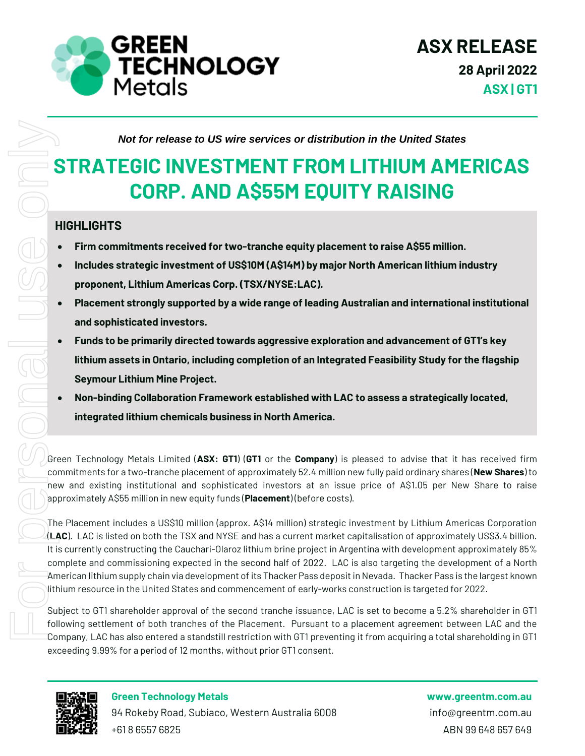**ASX RELEASE**

**28 April 2022**

**ASX | GT1**

*Not for release to US wire services or distribution in the United States*

# STRATEGIC INVESTMENT FROM LITHIUM AMERICAS CORP. AND A$55M EQUITY RAISING

## HIGHLIGHTS

- **Firm commitments received for two-tranche equity placement to raise A$55 million.**
- **Includes strategic investment of US$10M (A$14M) by major North American lithium industry proponent, Lithium Americas Corp. (TSX/NYSE:LAC).**
- **Placement strongly supported by a wide range of leading Australian and international institutional and sophisticated investors.**
- **Funds to be primarily directed towards aggressive exploration and advancement of GT1's key lithium assets in Ontario, including completion of an Integrated Feasibility Study for the flagship Seymour Lithium Mine Project.**
- **Non-binding Collaboration Framework established with LAC to assess a strategically located, integrated lithium chemicals business in North America.**

Green Technology Metals Limited (**ASX: GT1**) (**GT1** or the **Company**) is pleased to advise that it has received firm commitments for a two-tranche placement of approximately 52.4 million new fully paid ordinary shares (**New Shares**) to new and existing institutional and sophisticated investors at an issue price of A$1.05 per New Share to raise approximately A$55 million in new equity funds (**Placement**) (before costs).

The Placement includes a US$10 million (approx. A$14 million) strategic investment by Lithium Americas Corporation (**LAC**). LAC is listed on both the TSX and NYSE and has a current market capitalisation of approximately US$3.4 billion. It is currently constructing the Cauchari-Olaroz lithium brine project in Argentina with development approximately 85% complete and commissioning expected in the second half of 2022. LAC is also targeting the development of a North American lithium supply chain via development of its Thacker Pass deposit in Nevada. Thacker Pass is the largest known lithium resource in the United States and commencement of early-works construction is targeted for 2022.

Subject to GT1 shareholder approval of the second tranche issuance, LAC is set to become a 5.2% shareholder in GT1 following settlement of both tranches of the Placement. Pursuant to a placement agreement between LAC and the Company, LAC has also entered a standstill restriction with GT1 preventing it from acquiring a total shareholding in GT1 exceeding 9.99% for a period of 12 months, without prior GT1 consent.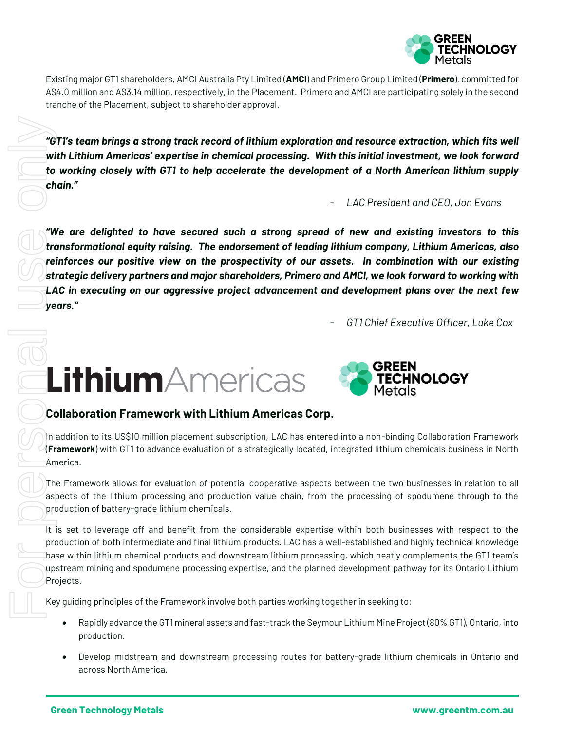Existing major GT1 shareholders, AMCI Australia Pty Limited (**AMCI**) and Primero Group Limited (**Primero**), committed for A$4.0 million and A$3.14 million, respectively, in the Placement. Primero and AMCI are participating solely in the second tranche of the Placement, subject to shareholder approval.

***"GT1's team brings a strong track record of lithium exploration and resource extraction, which fits well with Lithium Americas' expertise in chemical processing. With this initial investment, we look forward to working closely with GT1 to help accelerate the development of a North American lithium supply chain."***

*- LAC President and CEO, Jon Evans*

***"We are delighted to have secured such a strong spread of new and existing investors to this transformational equity raising. The endorsement of leading lithium company, Lithium Americas, also reinforces our positive view on the prospectivity of our assets. In combination with our existing strategic delivery partners and major shareholders, Primero and AMCI, we look forward to working with LAC in executing on our aggressive project advancement and development plans over the next few years."***

*- GT1 Chief Executive Officer, Luke Cox*

## Collaboration Framework with Lithium Americas Corp.

In addition to its US$10 million placement subscription, LAC has entered into a non-binding Collaboration Framework (**Framework**) with GT1 to advance evaluation of a strategically located, integrated lithium chemicals business in North America.

The Framework allows for evaluation of potential cooperative aspects between the two businesses in relation to all aspects of the lithium processing and production value chain, from the processing of spodumene through to the production of battery-grade lithium chemicals.

It is set to leverage off and benefit from the considerable expertise within both businesses with respect to the production of both intermediate and final lithium products. LAC has a well-established and highly technical knowledge base within lithium chemical products and downstream lithium processing, which neatly complements the GT1 team's upstream mining and spodumene processing expertise, and the planned development pathway for its Ontario Lithium Projects.

Key guiding principles of the Framework involve both parties working together in seeking to:

- Rapidly advance the GT1 mineral assets and fast-track the Seymour Lithium Mine Project (80% GT1), Ontario, into production.
- Develop midstream and downstream processing routes for battery-grade lithium chemicals in Ontario and across North America.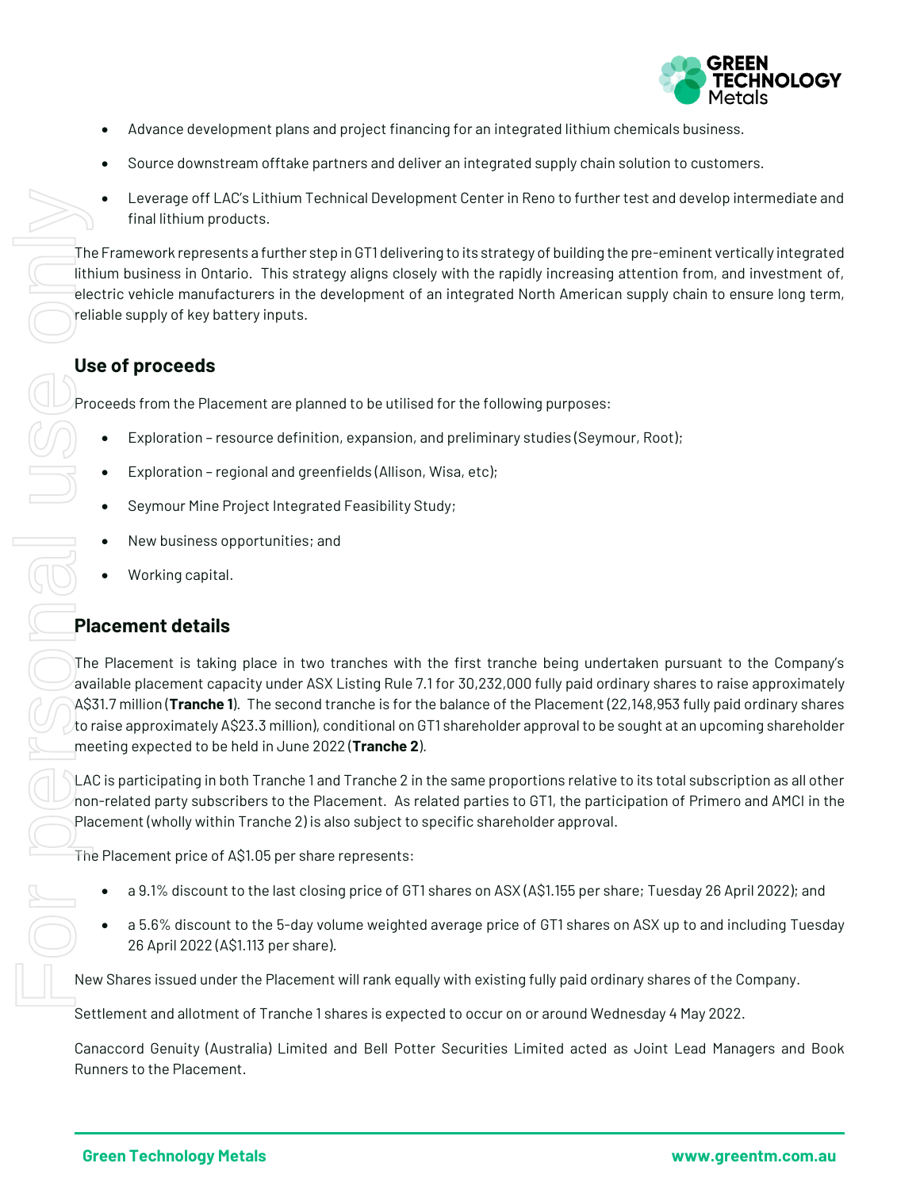- Advance development plans and project financing for an integrated lithium chemicals business.
- Source downstream offtake partners and deliver an integrated supply chain solution to customers.
- Leverage off LAC's Lithium Technical Development Center in Reno to further test and develop intermediate and final lithium products.

The Framework represents a further step in GT1 delivering to its strategy of building the pre-eminent vertically integrated lithium business in Ontario. This strategy aligns closely with the rapidly increasing attention from, and investment of, electric vehicle manufacturers in the development of an integrated North American supply chain to ensure long term, reliable supply of key battery inputs.

## Use of proceeds

Proceeds from the Placement are planned to be utilised for the following purposes:

- Exploration – resource definition, expansion, and preliminary studies (Seymour, Root);
- Exploration – regional and greenfields (Allison, Wisa, etc);
- Seymour Mine Project Integrated Feasibility Study;
- New business opportunities; and
- Working capital.

## Placement details

The Placement is taking place in two tranches with the first tranche being undertaken pursuant to the Company's available placement capacity under ASX Listing Rule 7.1 for 30,232,000 fully paid ordinary shares to raise approximately A$31.7 million (**Tranche 1**). The second tranche is for the balance of the Placement (22,148,953 fully paid ordinary shares to raise approximately A$23.3 million), conditional on GT1 shareholder approval to be sought at an upcoming shareholder meeting expected to be held in June 2022 (**Tranche 2**).

LAC is participating in both Tranche 1 and Tranche 2 in the same proportions relative to its total subscription as all other non-related party subscribers to the Placement. As related parties to GT1, the participation of Primero and AMCI in the Placement (wholly within Tranche 2) is also subject to specific shareholder approval.

The Placement price of A$1.05 per share represents:

- a 9.1% discount to the last closing price of GT1 shares on ASX (A$1.155 per share; Tuesday 26 April 2022); and
- a 5.6% discount to the 5-day volume weighted average price of GT1 shares on ASX up to and including Tuesday 26 April 2022 (A$1.113 per share).

New Shares issued under the Placement will rank equally with existing fully paid ordinary shares of the Company.

Settlement and allotment of Tranche 1 shares is expected to occur on or around Wednesday 4 May 2022.

Canaccord Genuity (Australia) Limited and Bell Potter Securities Limited acted as Joint Lead Managers and Book Runners to the Placement.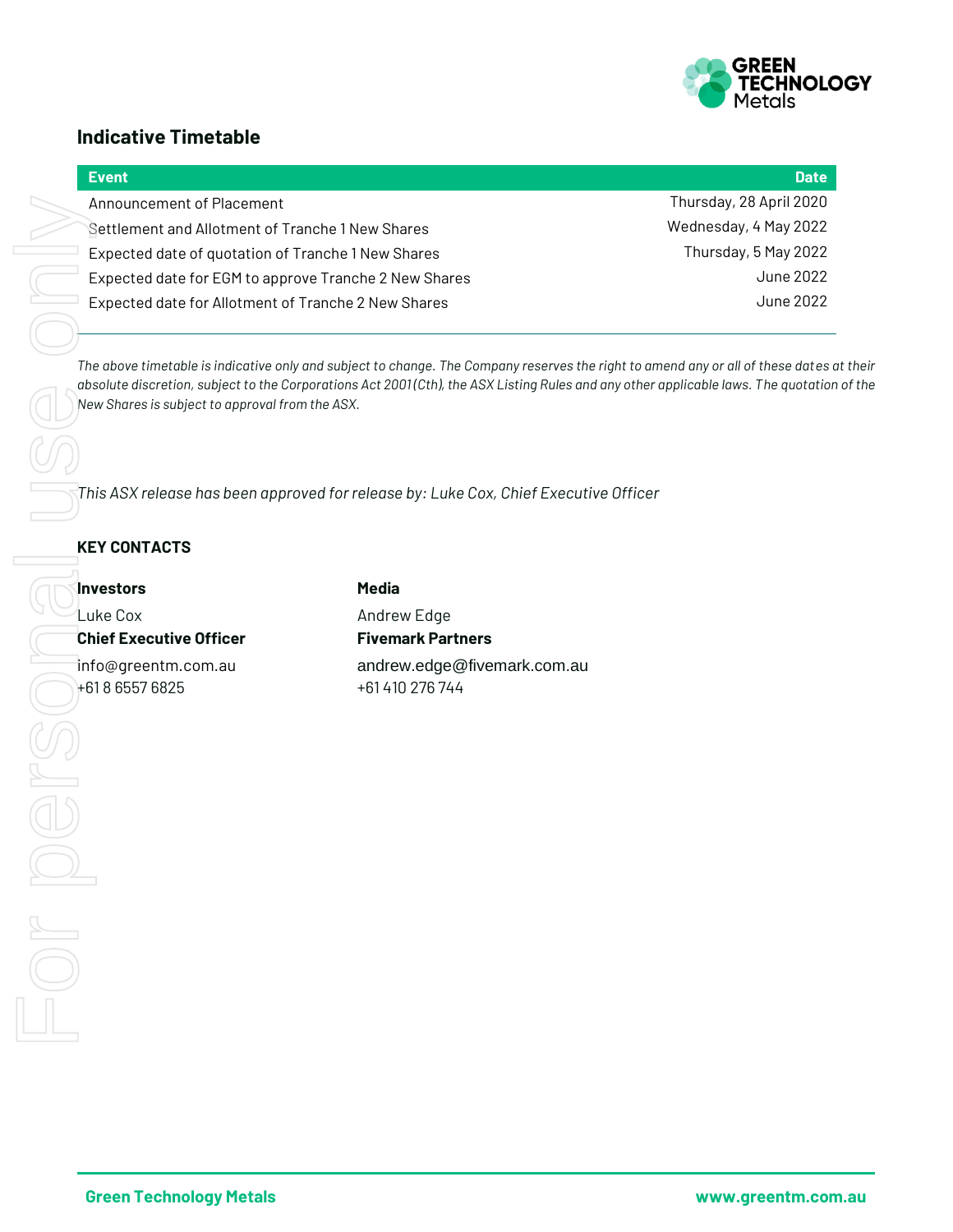## Indicative Timetable

| Event | Date |
| --- | --- |
| Announcement of Placement | Thursday, 28 April 2020 |
| Settlement and Allotment of Tranche 1 New Shares | Wednesday, 4 May 2022 |
| Expected date of quotation of Tranche 1 New Shares | Thursday, 5 May 2022 |
| Expected date for EGM to approve Tranche 2 New Shares | June 2022 |
| Expected date for Allotment of Tranche 2 New Shares | June 2022 |

*The above timetable is indicative only and subject to change. The Company reserves the right to amend any or all of these dates at their absolute discretion, subject to the Corporations Act 2001 (Cth), the ASX Listing Rules and any other applicable laws. The quotation of the New Shares is subject to approval from the ASX.*

*This ASX release has been approved for release by: Luke Cox, Chief Executive Officer*

**KEY CONTACTS**

**Investors**

Luke Cox
**Chief Executive Officer**
info@greentm.com.au
+61 8 6557 6825

**Media**

Andrew Edge
**Fivemark Partners**
andrew.edge@fivemark.com.au
+61 410 276 744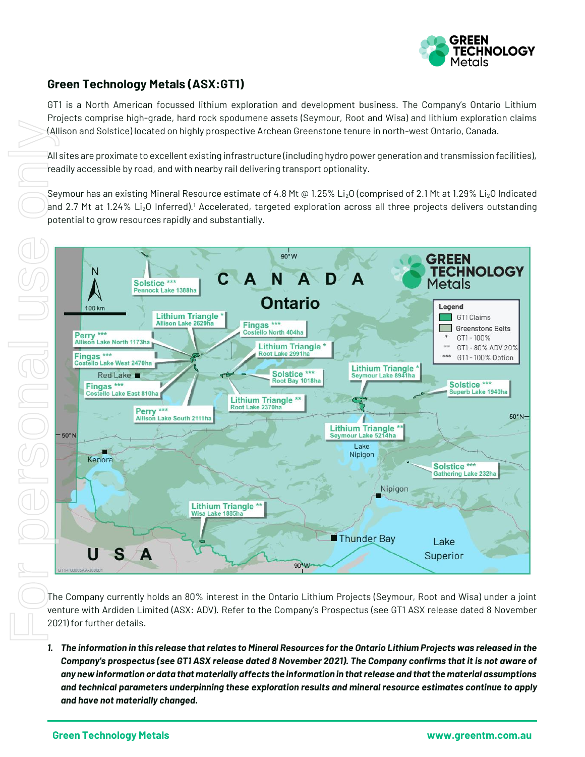## Green Technology Metals (ASX:GT1)

GT1 is a North American focussed lithium exploration and development business. The Company's Ontario Lithium Projects comprise high-grade, hard rock spodumene assets (Seymour, Root and Wisa) and lithium exploration claims (Allison and Solstice) located on highly prospective Archean Greenstone tenure in north-west Ontario, Canada.

All sites are proximate to excellent existing infrastructure (including hydro power generation and transmission facilities), readily accessible by road, and with nearby rail delivering transport optionality.

Seymour has an existing Mineral Resource estimate of 4.8 Mt @ 1.25% $Li_2O$ (comprised of 2.1 Mt at 1.29% $Li_2O$ Indicated and 2.7 Mt at 1.24% $Li_2O$ Inferred).[1] Accelerated, targeted exploration across all three projects delivers outstanding potential to grow resources rapidly and substantially.

The Company currently holds an 80% interest in the Ontario Lithium Projects (Seymour, Root and Wisa) under a joint venture with Ardiden Limited (ASX: ADV). Refer to the Company's Prospectus (see GT1 ASX release dated 8 November 2021) for further details.

1. ***The information in this release that relates to Mineral Resources for the Ontario Lithium Projects was released in the Company's prospectus (see GT1 ASX release dated 8 November 2021). The Company confirms that it is not aware of any new information or data that materially affects the information in that release and that the material assumptions and technical parameters underpinning these exploration results and mineral resource estimates continue to apply and have not materially changed.***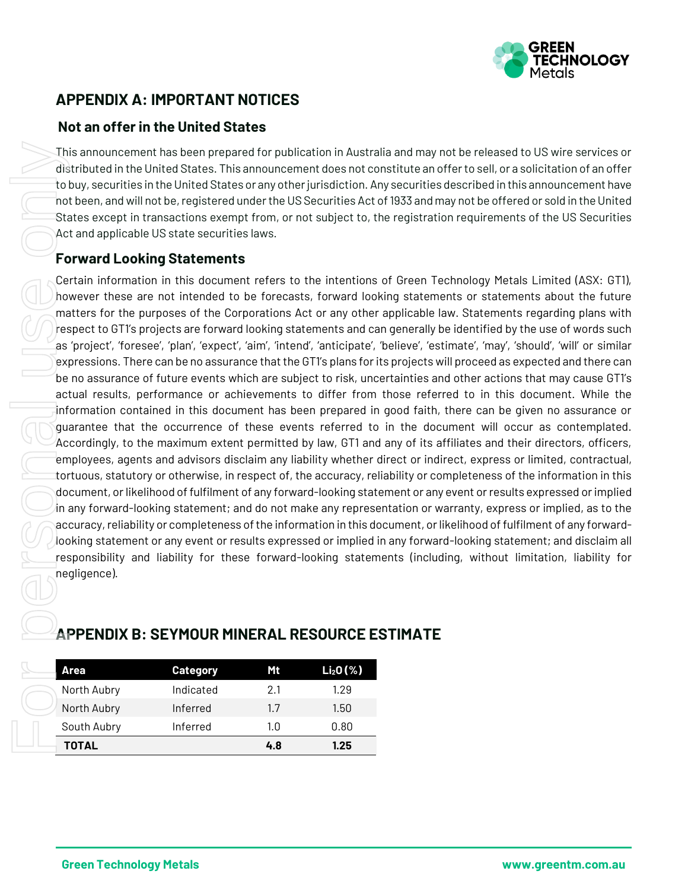## APPENDIX A: IMPORTANT NOTICES

### Not an offer in the United States

This announcement has been prepared for publication in Australia and may not be released to US wire services or distributed in the United States. This announcement does not constitute an offer to sell, or a solicitation of an offer to buy, securities in the United States or any other jurisdiction. Any securities described in this announcement have not been, and will not be, registered under the US Securities Act of 1933 and may not be offered or sold in the United States except in transactions exempt from, or not subject to, the registration requirements of the US Securities Act and applicable US state securities laws.

### Forward Looking Statements

Certain information in this document refers to the intentions of Green Technology Metals Limited (ASX: GT1), however these are not intended to be forecasts, forward looking statements or statements about the future matters for the purposes of the Corporations Act or any other applicable law. Statements regarding plans with respect to GT1's projects are forward looking statements and can generally be identified by the use of words such as 'project', 'foresee', 'plan', 'expect', 'aim', 'intend', 'anticipate', 'believe', 'estimate', 'may', 'should', 'will' or similar expressions. There can be no assurance that the GT1's plans for its projects will proceed as expected and there can be no assurance of future events which are subject to risk, uncertainties and other actions that may cause GT1's actual results, performance or achievements to differ from those referred to in this document. While the information contained in this document has been prepared in good faith, there can be given no assurance or guarantee that the occurrence of these events referred to in the document will occur as contemplated. Accordingly, to the maximum extent permitted by law, GT1 and any of its affiliates and their directors, officers, employees, agents and advisors disclaim any liability whether direct or indirect, express or limited, contractual, tortuous, statutory or otherwise, in respect of, the accuracy, reliability or completeness of the information in this document, or likelihood of fulfilment of any forward-looking statement or any event or results expressed or implied in any forward-looking statement; and do not make any representation or warranty, express or implied, as to the accuracy, reliability or completeness of the information in this document, or likelihood of fulfilment of any forward-looking statement or any event or results expressed or implied in any forward-looking statement; and disclaim all responsibility and liability for these forward-looking statements (including, without limitation, liability for negligence).

## APPENDIX B: SEYMOUR MINERAL RESOURCE ESTIMATE

| Area | Category | Mt | $Li_2O$ (%) |
|---|---|---|---|
| North Aubry | Indicated | 2.1 | 1.29 |
| North Aubry | Inferred | 1.7 | 1.50 |
| South Aubry | Inferred | 1.0 | 0.80 |
| **TOTAL** | | **4.8** | **1.25** |